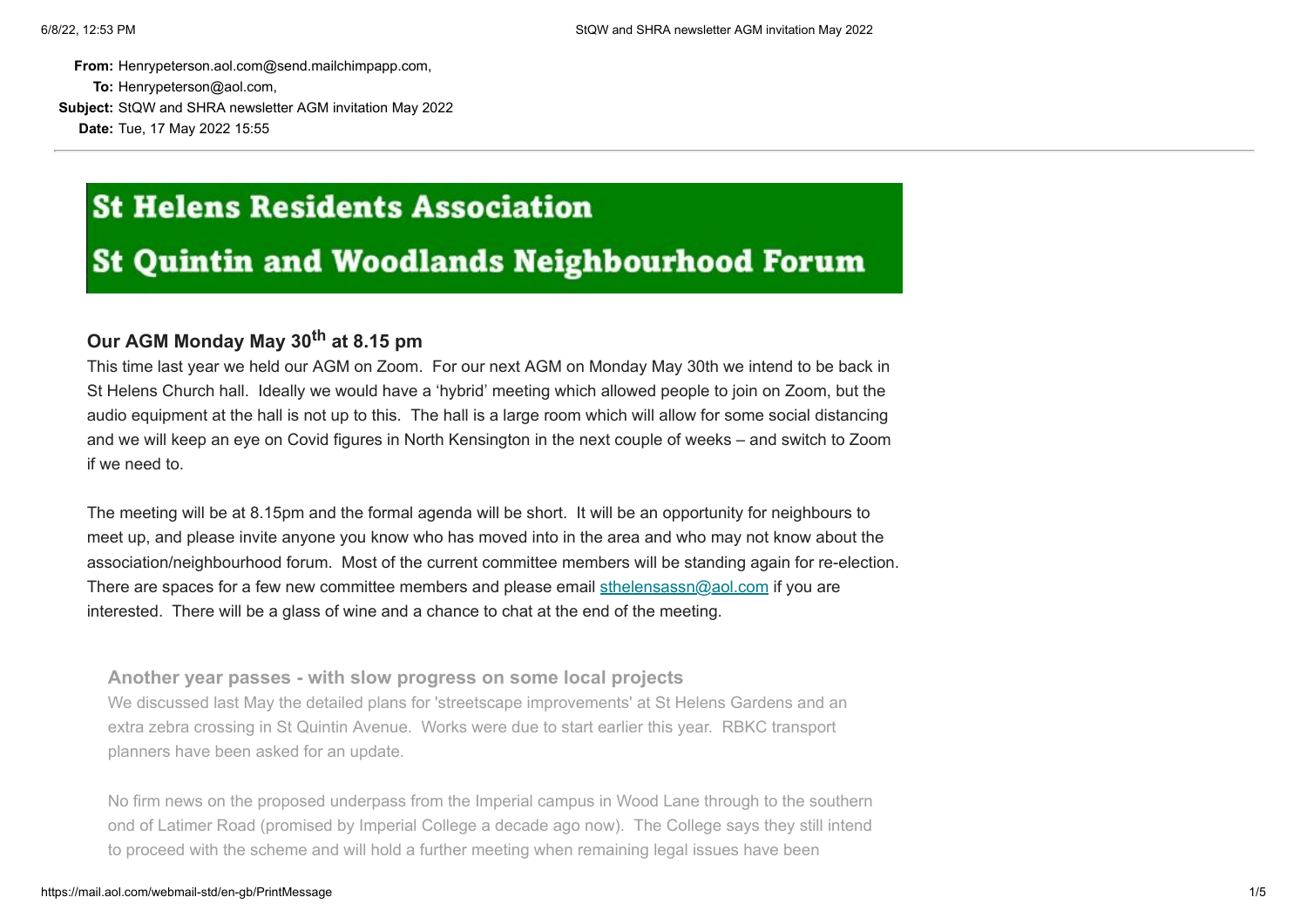**From:** Henrypeterson.aol.com@send.mailchimpapp.com,
**To:** Henrypeterson@aol.com,
**Subject:** StQW and SHRA newsletter AGM invitation May 2022
**Date:** Tue, 17 May 2022 15:55

---

# St Helens Residents Association
# St Quintin and Woodlands Neighbourhood Forum

## Our AGM Monday May 30th at 8.15 pm

This time last year we held our AGM on Zoom. For our next AGM on Monday May 30th we intend to be back in St Helens Church hall. Ideally we would have a 'hybrid' meeting which allowed people to join on Zoom, but the audio equipment at the hall is not up to this. The hall is a large room which will allow for some social distancing and we will keep an eye on Covid figures in North Kensington in the next couple of weeks – and switch to Zoom if we need to.

The meeting will be at 8.15pm and the formal agenda will be short. It will be an opportunity for neighbours to meet up, and please invite anyone you know who has moved into in the area and who may not know about the association/neighbourhood forum. Most of the current committee members will be standing again for re-election. There are spaces for a few new committee members and please email sthelensassn@aol.com if you are interested. There will be a glass of wine and a chance to chat at the end of the meeting.

### Another year passes - with slow progress on some local projects

We discussed last May the detailed plans for 'streetscape improvements' at St Helens Gardens and an extra zebra crossing in St Quintin Avenue. Works were due to start earlier this year. RBKC transport planners have been asked for an update.

No firm news on the proposed underpass from the Imperial campus in Wood Lane through to the southern ond of Latimer Road (promised by Imperial College a decade ago now). The College says they still intend to proceed with the scheme and will hold a further meeting when remaining legal issues have been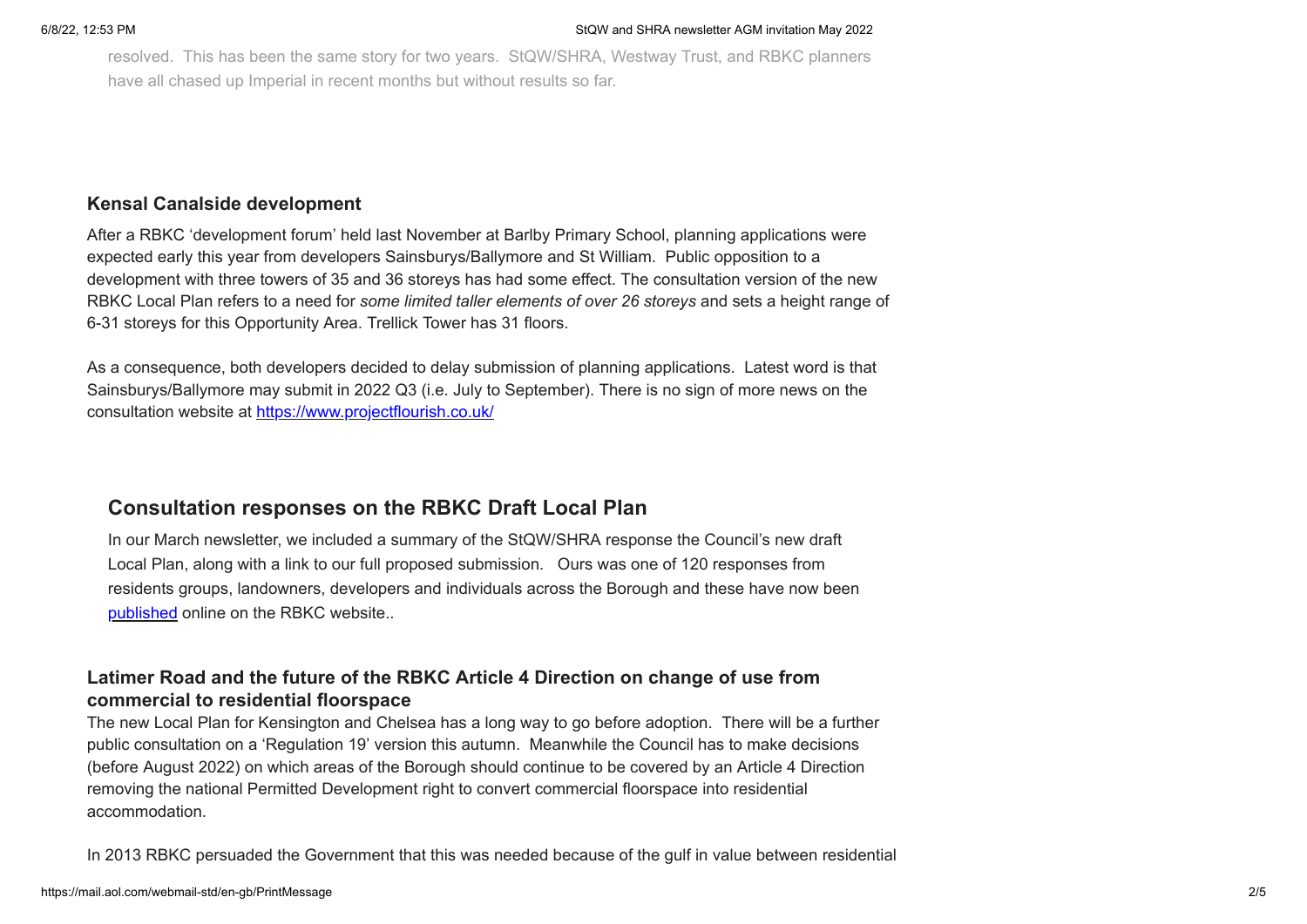resolved.  This has been the same story for two years.  StQW/SHRA, Westway Trust, and RBKC planners have all chased up Imperial in recent months but without results so far.

### Kensal Canalside development

After a RBKC 'development forum' held last November at Barlby Primary School, planning applications were expected early this year from developers Sainsburys/Ballymore and St William.  Public opposition to a development with three towers of 35 and 36 storeys has had some effect. The consultation version of the new RBKC Local Plan refers to a need for *some limited taller elements of over 26 storeys* and sets a height range of 6-31 storeys for this Opportunity Area. Trellick Tower has 31 floors.

As a consequence, both developers decided to delay submission of planning applications.  Latest word is that Sainsburys/Ballymore may submit in 2022 Q3 (i.e. July to September). There is no sign of more news on the consultation website at https://www.projectflourish.co.uk/

## Consultation responses on the RBKC Draft Local Plan

In our March newsletter, we included a summary of the StQW/SHRA response the Council's new draft Local Plan, along with a link to our full proposed submission.   Ours was one of 120 responses from residents groups, landowners, developers and individuals across the Borough and these have now been published online on the RBKC website..

### Latimer Road and the future of the RBKC Article 4 Direction on change of use from commercial to residential floorspace

The new Local Plan for Kensington and Chelsea has a long way to go before adoption.  There will be a further public consultation on a 'Regulation 19' version this autumn.  Meanwhile the Council has to make decisions (before August 2022) on which areas of the Borough should continue to be covered by an Article 4 Direction removing the national Permitted Development right to convert commercial floorspace into residential accommodation.

In 2013 RBKC persuaded the Government that this was needed because of the gulf in value between residential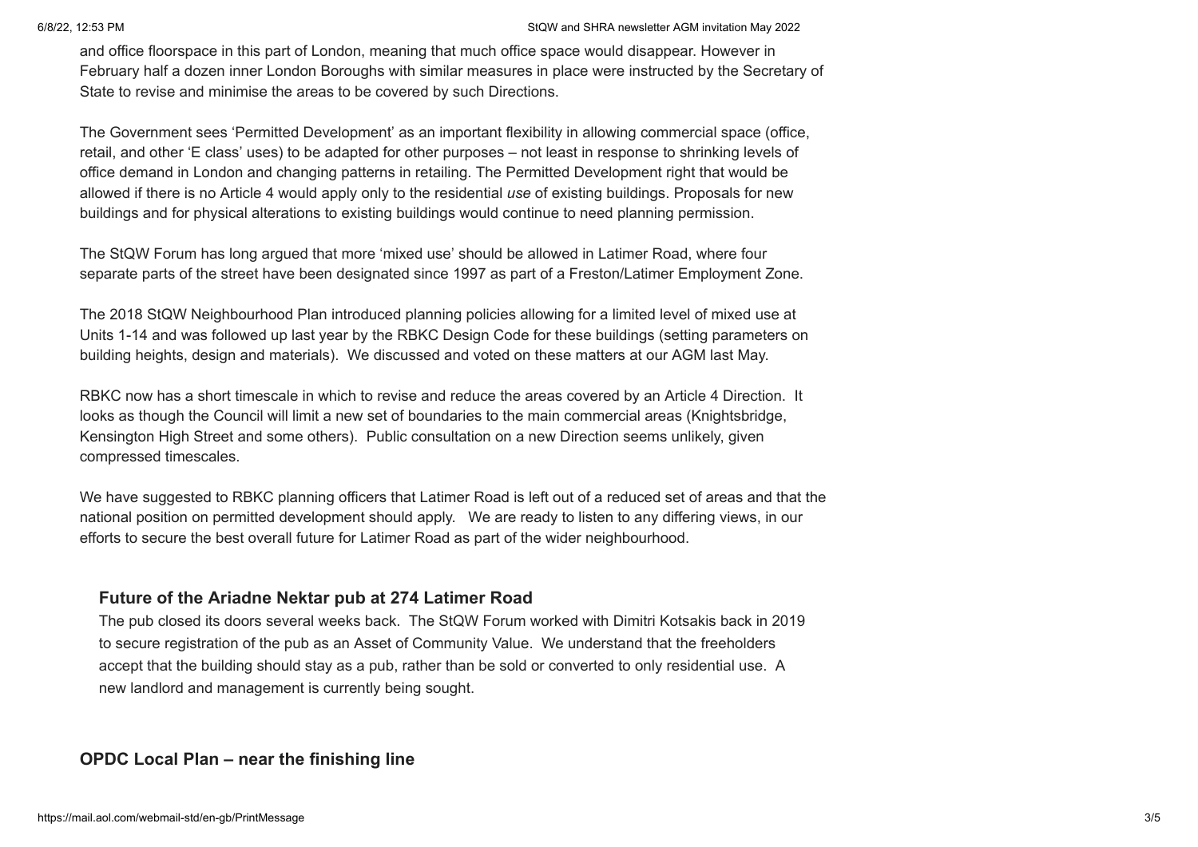and office floorspace in this part of London, meaning that much office space would disappear. However in February half a dozen inner London Boroughs with similar measures in place were instructed by the Secretary of State to revise and minimise the areas to be covered by such Directions.

The Government sees 'Permitted Development' as an important flexibility in allowing commercial space (office, retail, and other 'E class' uses) to be adapted for other purposes – not least in response to shrinking levels of office demand in London and changing patterns in retailing. The Permitted Development right that would be allowed if there is no Article 4 would apply only to the residential *use* of existing buildings. Proposals for new buildings and for physical alterations to existing buildings would continue to need planning permission.

The StQW Forum has long argued that more 'mixed use' should be allowed in Latimer Road, where four separate parts of the street have been designated since 1997 as part of a Freston/Latimer Employment Zone.

The 2018 StQW Neighbourhood Plan introduced planning policies allowing for a limited level of mixed use at Units 1-14 and was followed up last year by the RBKC Design Code for these buildings (setting parameters on building heights, design and materials). We discussed and voted on these matters at our AGM last May.

RBKC now has a short timescale in which to revise and reduce the areas covered by an Article 4 Direction. It looks as though the Council will limit a new set of boundaries to the main commercial areas (Knightsbridge, Kensington High Street and some others). Public consultation on a new Direction seems unlikely, given compressed timescales.

We have suggested to RBKC planning officers that Latimer Road is left out of a reduced set of areas and that the national position on permitted development should apply. We are ready to listen to any differing views, in our efforts to secure the best overall future for Latimer Road as part of the wider neighbourhood.

### Future of the Ariadne Nektar pub at 274 Latimer Road

The pub closed its doors several weeks back. The StQW Forum worked with Dimitri Kotsakis back in 2019 to secure registration of the pub as an Asset of Community Value. We understand that the freeholders accept that the building should stay as a pub, rather than be sold or converted to only residential use. A new landlord and management is currently being sought.

### OPDC Local Plan – near the finishing line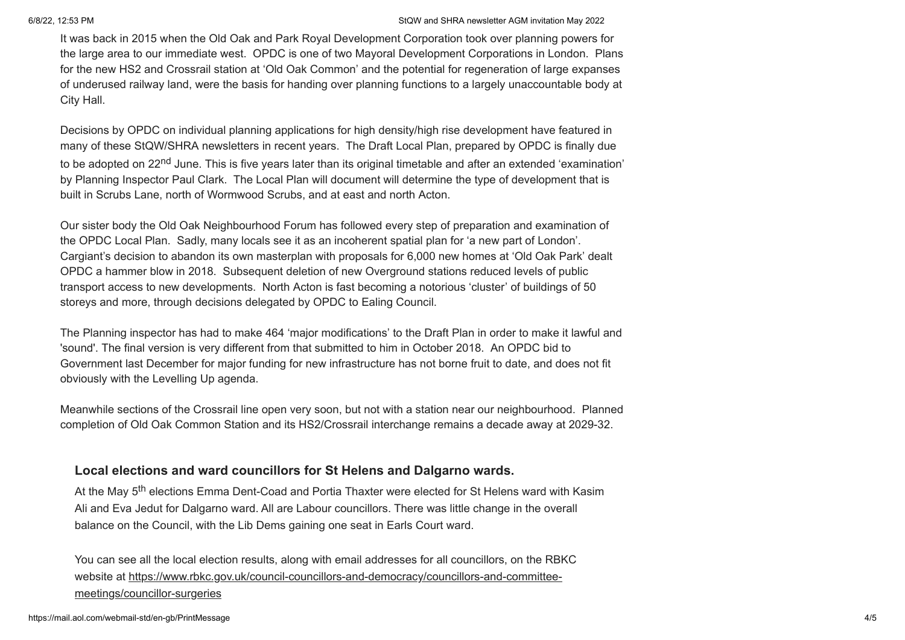It was back in 2015 when the Old Oak and Park Royal Development Corporation took over planning powers for the large area to our immediate west. OPDC is one of two Mayoral Development Corporations in London. Plans for the new HS2 and Crossrail station at 'Old Oak Common' and the potential for regeneration of large expanses of underused railway land, were the basis for handing over planning functions to a largely unaccountable body at City Hall.

Decisions by OPDC on individual planning applications for high density/high rise development have featured in many of these StQW/SHRA newsletters in recent years. The Draft Local Plan, prepared by OPDC is finally due to be adopted on 22nd June. This is five years later than its original timetable and after an extended 'examination' by Planning Inspector Paul Clark. The Local Plan will document will determine the type of development that is built in Scrubs Lane, north of Wormwood Scrubs, and at east and north Acton.

Our sister body the Old Oak Neighbourhood Forum has followed every step of preparation and examination of the OPDC Local Plan. Sadly, many locals see it as an incoherent spatial plan for 'a new part of London'. Cargiant's decision to abandon its own masterplan with proposals for 6,000 new homes at 'Old Oak Park' dealt OPDC a hammer blow in 2018. Subsequent deletion of new Overground stations reduced levels of public transport access to new developments. North Acton is fast becoming a notorious 'cluster' of buildings of 50 storeys and more, through decisions delegated by OPDC to Ealing Council.

The Planning inspector has had to make 464 'major modifications' to the Draft Plan in order to make it lawful and 'sound'. The final version is very different from that submitted to him in October 2018. An OPDC bid to Government last December for major funding for new infrastructure has not borne fruit to date, and does not fit obviously with the Levelling Up agenda.

Meanwhile sections of the Crossrail line open very soon, but not with a station near our neighbourhood. Planned completion of Old Oak Common Station and its HS2/Crossrail interchange remains a decade away at 2029-32.

### Local elections and ward councillors for St Helens and Dalgarno wards.

At the May 5th elections Emma Dent-Coad and Portia Thaxter were elected for St Helens ward with Kasim Ali and Eva Jedut for Dalgarno ward. All are Labour councillors. There was little change in the overall balance on the Council, with the Lib Dems gaining one seat in Earls Court ward.

You can see all the local election results, along with email addresses for all councillors, on the RBKC website at https://www.rbkc.gov.uk/council-councillors-and-democracy/councillors-and-committee-meetings/councillor-surgeries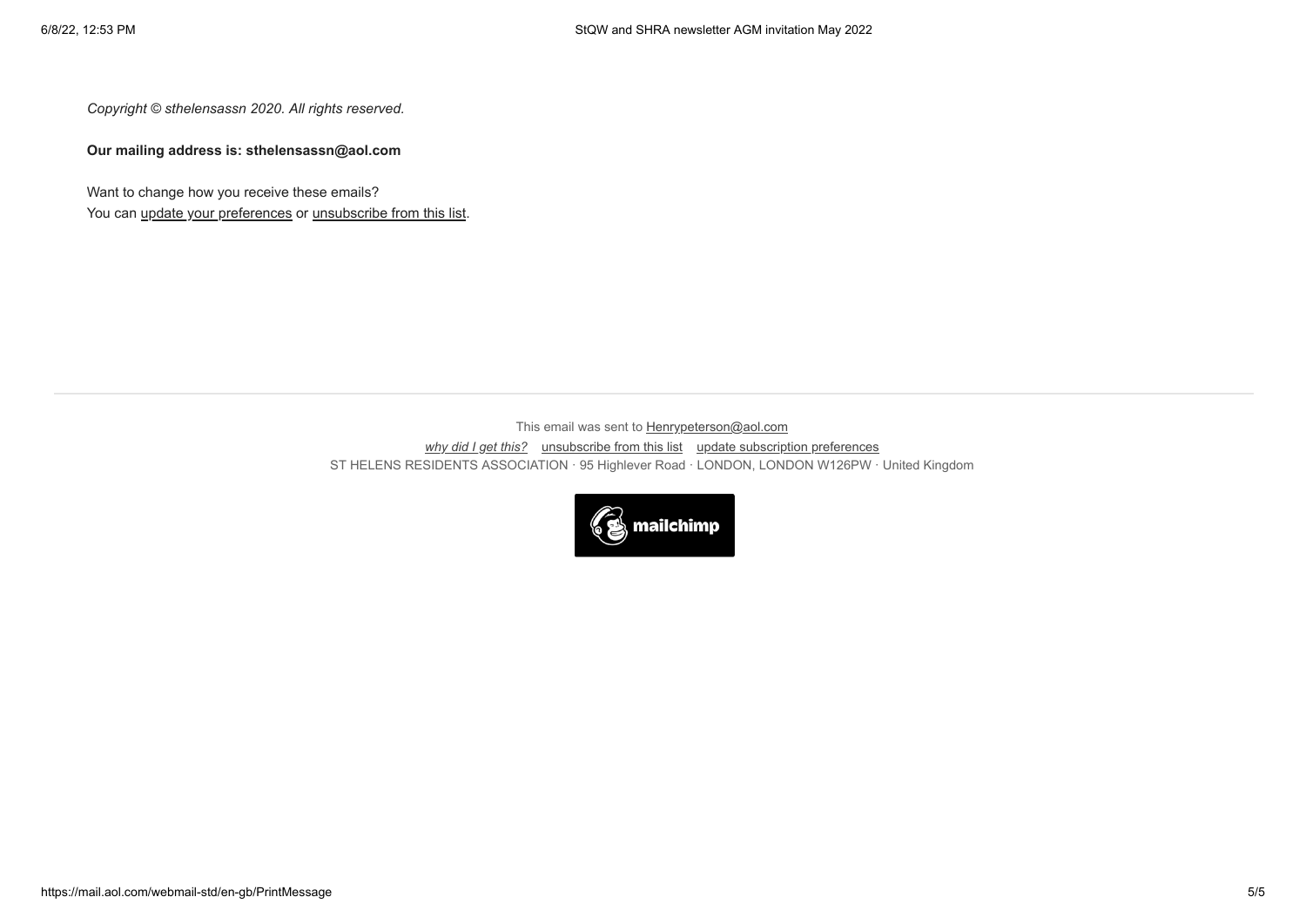*Copyright © sthelensassn 2020. All rights reserved.*

**Our mailing address is: sthelensassn@aol.com**

Want to change how you receive these emails?
You can update your preferences or unsubscribe from this list.

This email was sent to Henrypeterson@aol.com

*why did I get this?* unsubscribe from this list update subscription preferences

ST HELENS RESIDENTS ASSOCIATION · 95 Highlever Road · LONDON, LONDON W126PW · United Kingdom

mailchimp